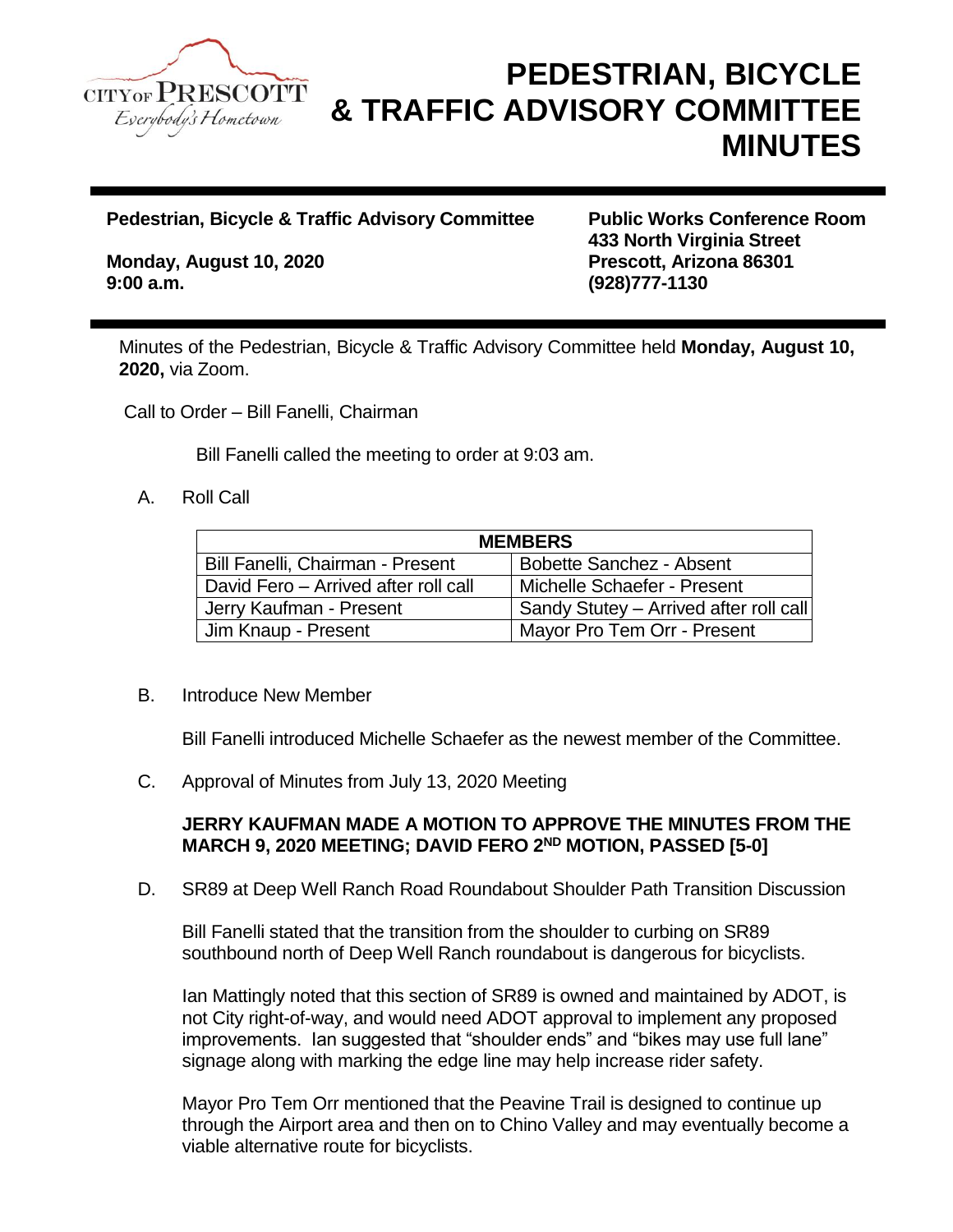# PEDESTRIAN, BICYCLE & TRAFFIC ADVISORY COMMITTEE MINUTES

**Pedestrian, Bicycle & Traffic Advisory Committee**

**Monday, August 10, 2020**
**9:00 a.m.**

**Public Works Conference Room**
**433 North Virginia Street**
**Prescott, Arizona 86301**
**(928)777-1130**

Minutes of the Pedestrian, Bicycle & Traffic Advisory Committee held **Monday, August 10, 2020,** via Zoom.

Call to Order – Bill Fanelli, Chairman

Bill Fanelli called the meeting to order at 9:03 am.

A. Roll Call

| MEMBERS | |
|---|---|
| Bill Fanelli, Chairman - Present | Bobette Sanchez - Absent |
| David Fero – Arrived after roll call | Michelle Schaefer - Present |
| Jerry Kaufman - Present | Sandy Stutey – Arrived after roll call |
| Jim Knaup - Present | Mayor Pro Tem Orr - Present |

B. Introduce New Member

Bill Fanelli introduced Michelle Schaefer as the newest member of the Committee.

C. Approval of Minutes from July 13, 2020 Meeting

**JERRY KAUFMAN MADE A MOTION TO APPROVE THE MINUTES FROM THE MARCH 9, 2020 MEETING; DAVID FERO 2ND MOTION, PASSED [5-0]**

D. SR89 at Deep Well Ranch Road Roundabout Shoulder Path Transition Discussion

Bill Fanelli stated that the transition from the shoulder to curbing on SR89 southbound north of Deep Well Ranch roundabout is dangerous for bicyclists.

Ian Mattingly noted that this section of SR89 is owned and maintained by ADOT, is not City right-of-way, and would need ADOT approval to implement any proposed improvements. Ian suggested that "shoulder ends" and "bikes may use full lane" signage along with marking the edge line may help increase rider safety.

Mayor Pro Tem Orr mentioned that the Peavine Trail is designed to continue up through the Airport area and then on to Chino Valley and may eventually become a viable alternative route for bicyclists.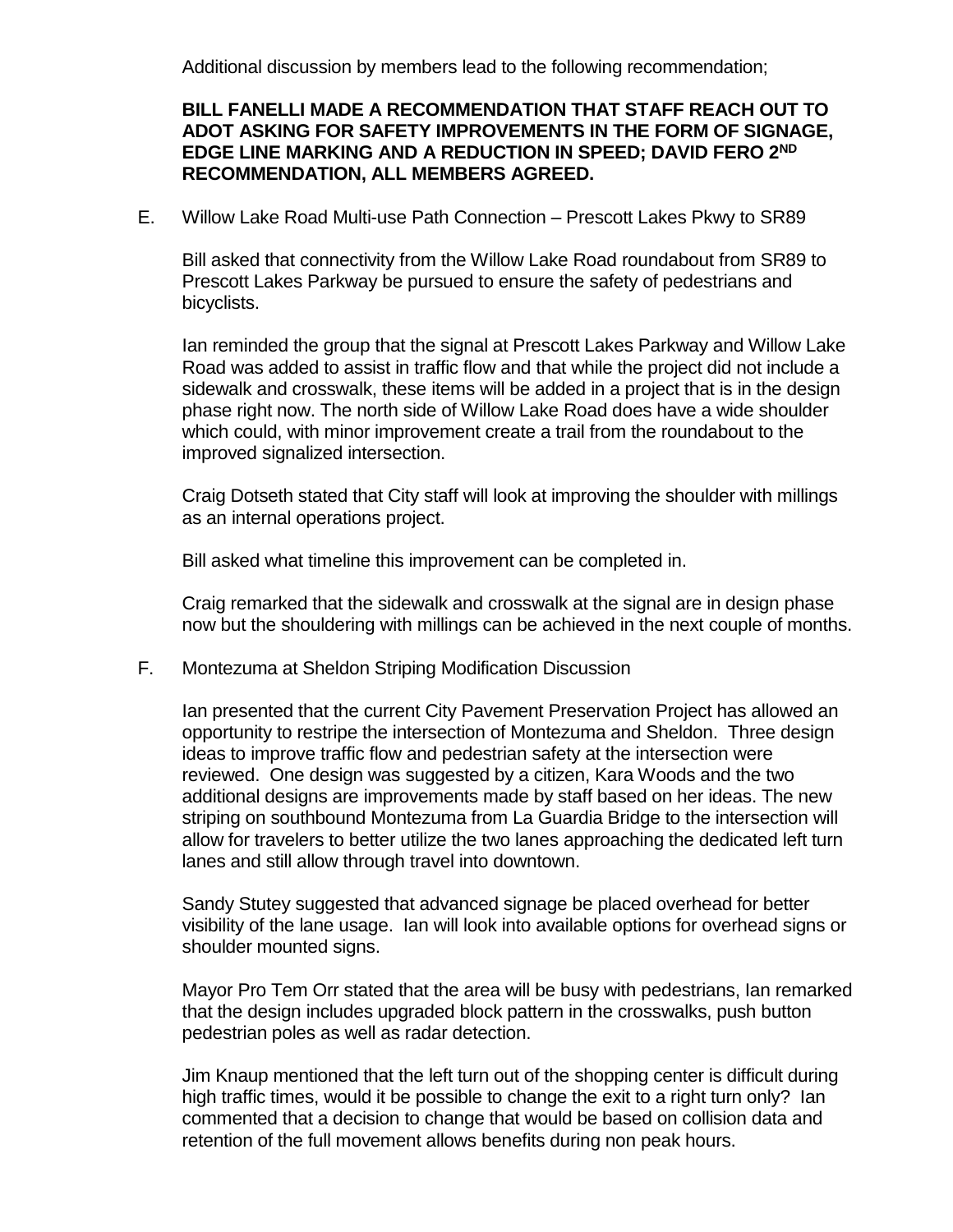Additional discussion by members lead to the following recommendation;

**BILL FANELLI MADE A RECOMMENDATION THAT STAFF REACH OUT TO ADOT ASKING FOR SAFETY IMPROVEMENTS IN THE FORM OF SIGNAGE, EDGE LINE MARKING AND A REDUCTION IN SPEED; DAVID FERO 2ND RECOMMENDATION, ALL MEMBERS AGREED.**

E. Willow Lake Road Multi-use Path Connection – Prescott Lakes Pkwy to SR89

Bill asked that connectivity from the Willow Lake Road roundabout from SR89 to Prescott Lakes Parkway be pursued to ensure the safety of pedestrians and bicyclists.

Ian reminded the group that the signal at Prescott Lakes Parkway and Willow Lake Road was added to assist in traffic flow and that while the project did not include a sidewalk and crosswalk, these items will be added in a project that is in the design phase right now. The north side of Willow Lake Road does have a wide shoulder which could, with minor improvement create a trail from the roundabout to the improved signalized intersection.

Craig Dotseth stated that City staff will look at improving the shoulder with millings as an internal operations project.

Bill asked what timeline this improvement can be completed in.

Craig remarked that the sidewalk and crosswalk at the signal are in design phase now but the shouldering with millings can be achieved in the next couple of months.

F. Montezuma at Sheldon Striping Modification Discussion

Ian presented that the current City Pavement Preservation Project has allowed an opportunity to restripe the intersection of Montezuma and Sheldon. Three design ideas to improve traffic flow and pedestrian safety at the intersection were reviewed. One design was suggested by a citizen, Kara Woods and the two additional designs are improvements made by staff based on her ideas. The new striping on southbound Montezuma from La Guardia Bridge to the intersection will allow for travelers to better utilize the two lanes approaching the dedicated left turn lanes and still allow through travel into downtown.

Sandy Stutey suggested that advanced signage be placed overhead for better visibility of the lane usage. Ian will look into available options for overhead signs or shoulder mounted signs.

Mayor Pro Tem Orr stated that the area will be busy with pedestrians, Ian remarked that the design includes upgraded block pattern in the crosswalks, push button pedestrian poles as well as radar detection.

Jim Knaup mentioned that the left turn out of the shopping center is difficult during high traffic times, would it be possible to change the exit to a right turn only? Ian commented that a decision to change that would be based on collision data and retention of the full movement allows benefits during non peak hours.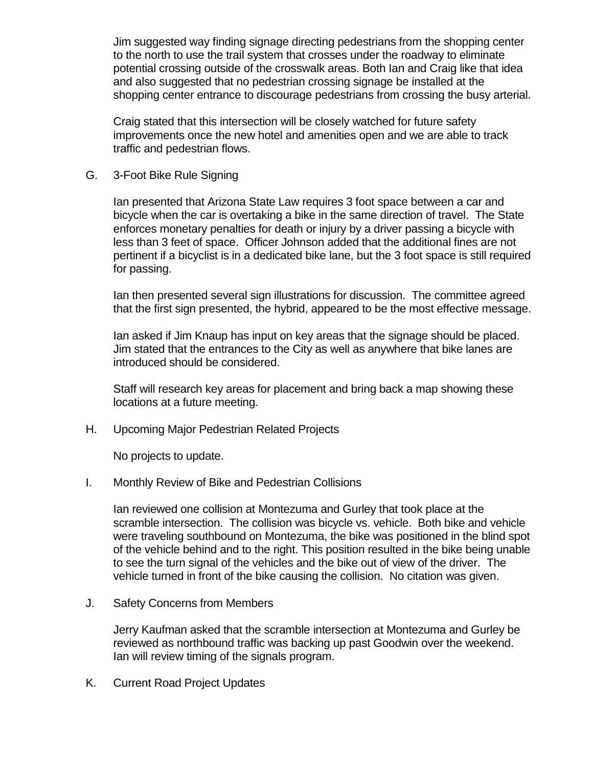Jim suggested way finding signage directing pedestrians from the shopping center to the north to use the trail system that crosses under the roadway to eliminate potential crossing outside of the crosswalk areas. Both Ian and Craig like that idea and also suggested that no pedestrian crossing signage be installed at the shopping center entrance to discourage pedestrians from crossing the busy arterial.

Craig stated that this intersection will be closely watched for future safety improvements once the new hotel and amenities open and we are able to track traffic and pedestrian flows.

G. 3-Foot Bike Rule Signing

Ian presented that Arizona State Law requires 3 foot space between a car and bicycle when the car is overtaking a bike in the same direction of travel. The State enforces monetary penalties for death or injury by a driver passing a bicycle with less than 3 feet of space. Officer Johnson added that the additional fines are not pertinent if a bicyclist is in a dedicated bike lane, but the 3 foot space is still required for passing.

Ian then presented several sign illustrations for discussion. The committee agreed that the first sign presented, the hybrid, appeared to be the most effective message.

Ian asked if Jim Knaup has input on key areas that the signage should be placed. Jim stated that the entrances to the City as well as anywhere that bike lanes are introduced should be considered.

Staff will research key areas for placement and bring back a map showing these locations at a future meeting.

H. Upcoming Major Pedestrian Related Projects

No projects to update.

I. Monthly Review of Bike and Pedestrian Collisions

Ian reviewed one collision at Montezuma and Gurley that took place at the scramble intersection. The collision was bicycle vs. vehicle. Both bike and vehicle were traveling southbound on Montezuma, the bike was positioned in the blind spot of the vehicle behind and to the right. This position resulted in the bike being unable to see the turn signal of the vehicles and the bike out of view of the driver. The vehicle turned in front of the bike causing the collision. No citation was given.

J. Safety Concerns from Members

Jerry Kaufman asked that the scramble intersection at Montezuma and Gurley be reviewed as northbound traffic was backing up past Goodwin over the weekend. Ian will review timing of the signals program.

K. Current Road Project Updates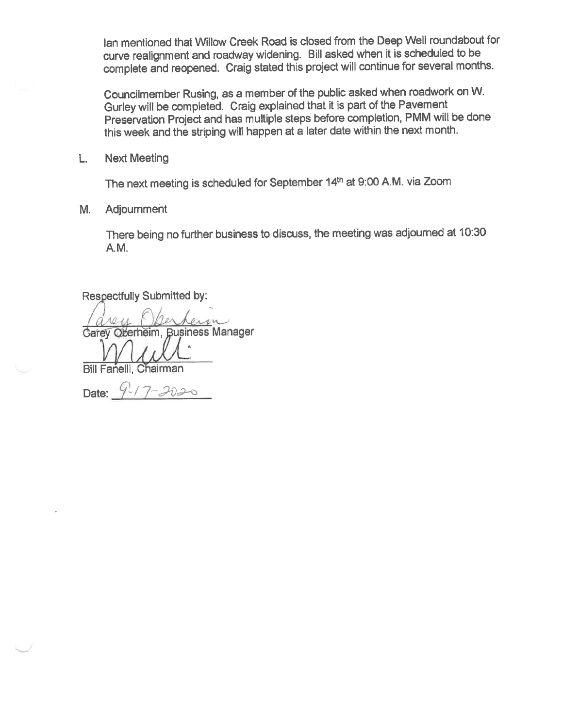Ian mentioned that Willow Creek Road is closed from the Deep Well roundabout for curve realignment and roadway widening. Bill asked when it is scheduled to be complete and reopened. Craig stated this project will continue for several months.

Councilmember Rusing, as a member of the public asked when roadwork on W. Gurley will be completed. Craig explained that it is part of the Pavement Preservation Project and has multiple steps before completion, PMM will be done this week and the striping will happen at a later date within the next month.

L. Next Meeting

The next meeting is scheduled for September 14th at 9:00 A.M. via Zoom

M. Adjournment

There being no further business to discuss, the meeting was adjourned at 10:30 A.M.

Respectfully Submitted by:

Carey Oberheim, Business Manager

Bill Fanelli, Chairman

Date: 9-17-2020